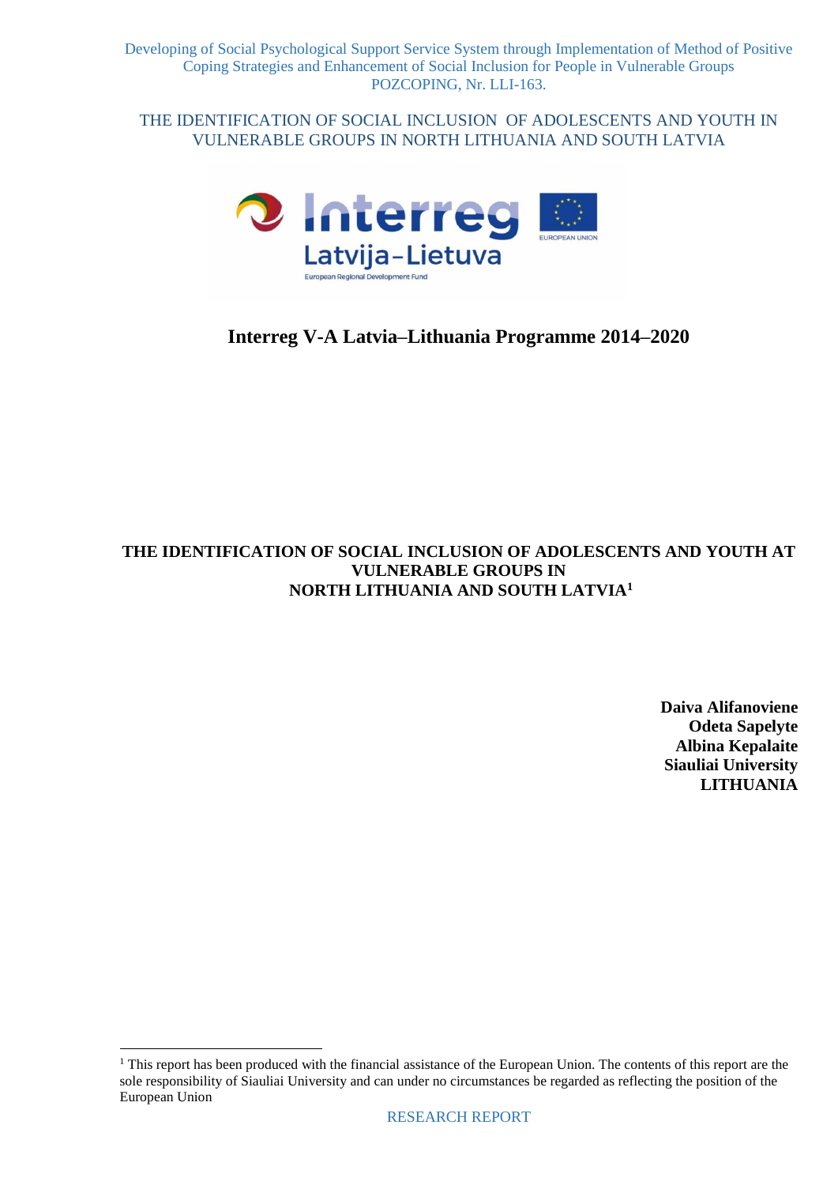Developing of Social Psychological Support Service System through Implementation of Method of Positive Coping Strategies and Enhancement of Social Inclusion for People in Vulnerable Groups
POZCOPING, Nr. LLI-163.

THE IDENTIFICATION OF SOCIAL INCLUSION OF ADOLESCENTS AND YOUTH IN VULNERABLE GROUPS IN NORTH LITHUANIA AND SOUTH LATVIA

**Interreg V-A Latvia–Lithuania Programme 2014–2020**

# THE IDENTIFICATION OF SOCIAL INCLUSION OF ADOLESCENTS AND YOUTH AT VULNERABLE GROUPS IN NORTH LITHUANIA AND SOUTH LATVIA[1]

**Daiva Alifanoviene**
**Odeta Sapelyte**
**Albina Kepalaite**
**Siauliai University**
**LITHUANIA**

[1] This report has been produced with the financial assistance of the European Union. The contents of this report are the sole responsibility of Siauliai University and can under no circumstances be regarded as reflecting the position of the European Union

RESEARCH REPORT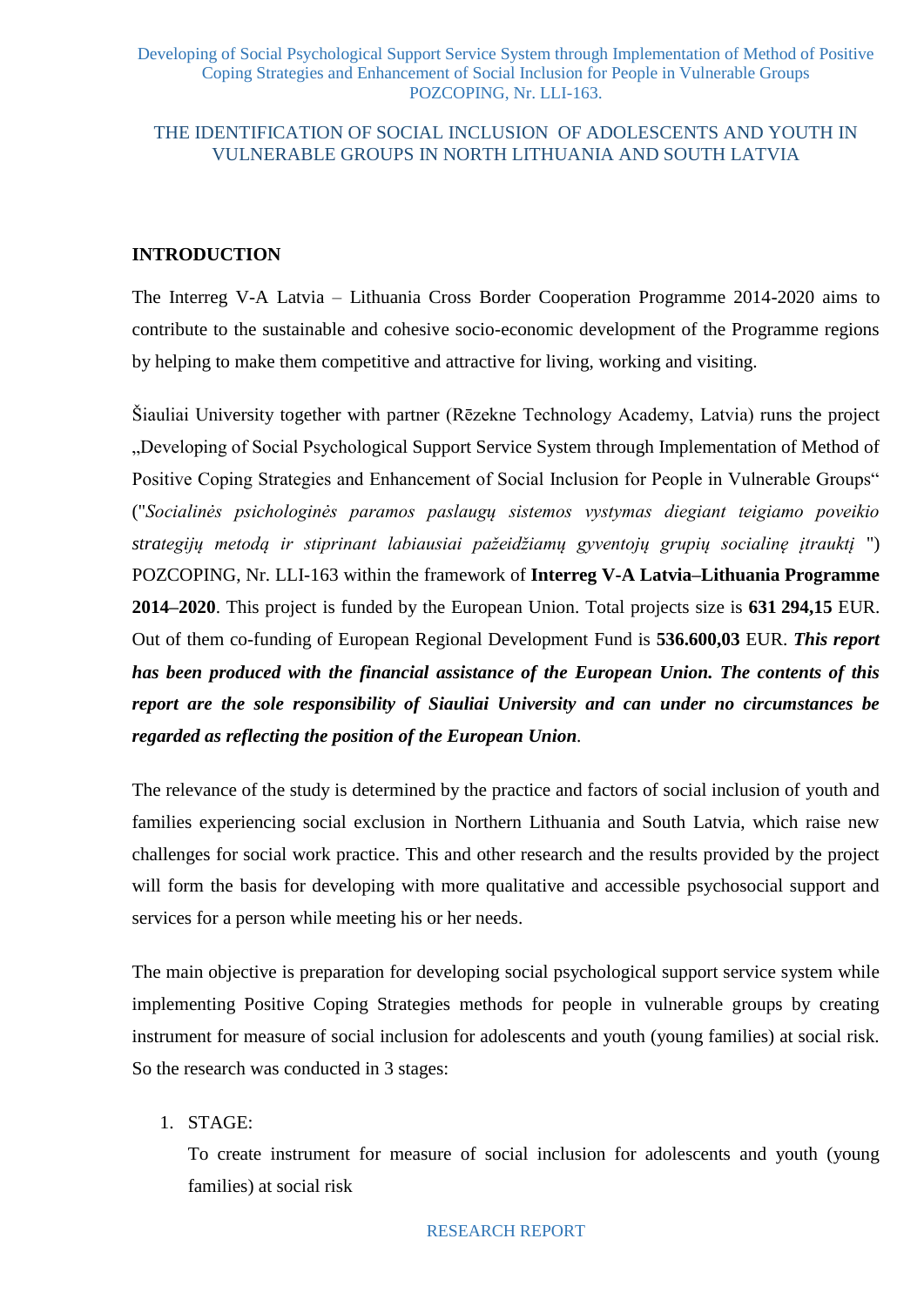## INTRODUCTION

The Interreg V-A Latvia – Lithuania Cross Border Cooperation Programme 2014-2020 aims to contribute to the sustainable and cohesive socio-economic development of the Programme regions by helping to make them competitive and attractive for living, working and visiting.

Šiauliai University together with partner (Rēzekne Technology Academy, Latvia) runs the project „Developing of Social Psychological Support Service System through Implementation of Method of Positive Coping Strategies and Enhancement of Social Inclusion for People in Vulnerable Groups" ("*Socialinės psichologinės paramos paslaugų sistemos vystymas diegiant teigiamo poveikio strategijų metodą ir stiprinant labiausiai pažeidžiamų gyventojų grupių socialinę įtraukį* ") POZCOPING, Nr. LLI-163 within the framework of **Interreg V-A Latvia–Lithuania Programme 2014–2020**. This project is funded by the European Union. Total projects size is **631 294,15** EUR. Out of them co-funding of European Regional Development Fund is **536.600,03** EUR. ***This report has been produced with the financial assistance of the European Union. The contents of this report are the sole responsibility of Siauliai University and can under no circumstances be regarded as reflecting the position of the European Union.***

The relevance of the study is determined by the practice and factors of social inclusion of youth and families experiencing social exclusion in Northern Lithuania and South Latvia, which raise new challenges for social work practice. This and other research and the results provided by the project will form the basis for developing with more qualitative and accessible psychosocial support and services for a person while meeting his or her needs.

The main objective is preparation for developing social psychological support service system while implementing Positive Coping Strategies methods for people in vulnerable groups by creating instrument for measure of social inclusion for adolescents and youth (young families) at social risk. So the research was conducted in 3 stages:

1. STAGE:
   To create instrument for measure of social inclusion for adolescents and youth (young families) at social risk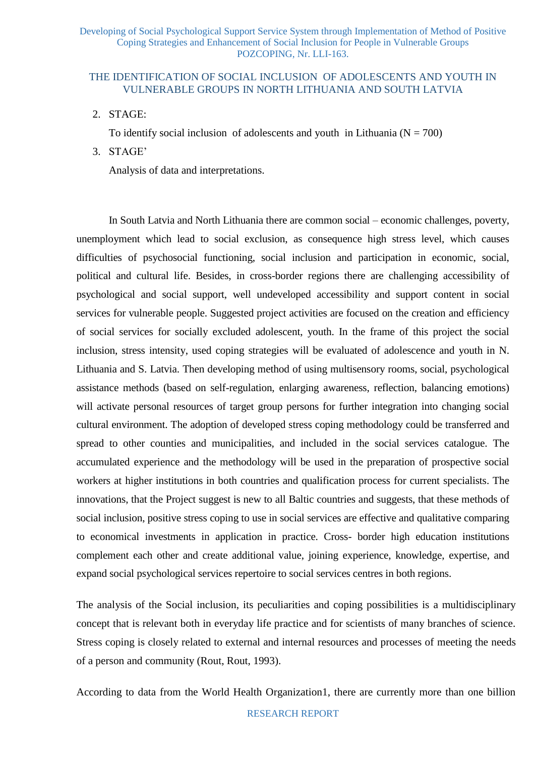THE IDENTIFICATION OF SOCIAL INCLUSION OF ADOLESCENTS AND YOUTH IN VULNERABLE GROUPS IN NORTH LITHUANIA AND SOUTH LATVIA

2. STAGE:

   To identify social inclusion of adolescents and youth in Lithuania (N = 700)

3. STAGE'

   Analysis of data and interpretations.

In South Latvia and North Lithuania there are common social – economic challenges, poverty, unemployment which lead to social exclusion, as consequence high stress level, which causes difficulties of psychosocial functioning, social inclusion and participation in economic, social, political and cultural life. Besides, in cross-border regions there are challenging accessibility of psychological and social support, well undeveloped accessibility and support content in social services for vulnerable people. Suggested project activities are focused on the creation and efficiency of social services for socially excluded adolescent, youth. In the frame of this project the social inclusion, stress intensity, used coping strategies will be evaluated of adolescence and youth in N. Lithuania and S. Latvia. Then developing method of using multisensory rooms, social, psychological assistance methods (based on self-regulation, enlarging awareness, reflection, balancing emotions) will activate personal resources of target group persons for further integration into changing social cultural environment. The adoption of developed stress coping methodology could be transferred and spread to other counties and municipalities, and included in the social services catalogue. The accumulated experience and the methodology will be used in the preparation of prospective social workers at higher institutions in both countries and qualification process for current specialists. The innovations, that the Project suggest is new to all Baltic countries and suggests, that these methods of social inclusion, positive stress coping to use in social services are effective and qualitative comparing to economical investments in application in practice. Cross- border high education institutions complement each other and create additional value, joining experience, knowledge, expertise, and expand social psychological services repertoire to social services centres in both regions.

The analysis of the Social inclusion, its peculiarities and coping possibilities is a multidisciplinary concept that is relevant both in everyday life practice and for scientists of many branches of science. Stress coping is closely related to external and internal resources and processes of meeting the needs of a person and community (Rout, Rout, 1993).

According to data from the World Health Organization[1], there are currently more than one billion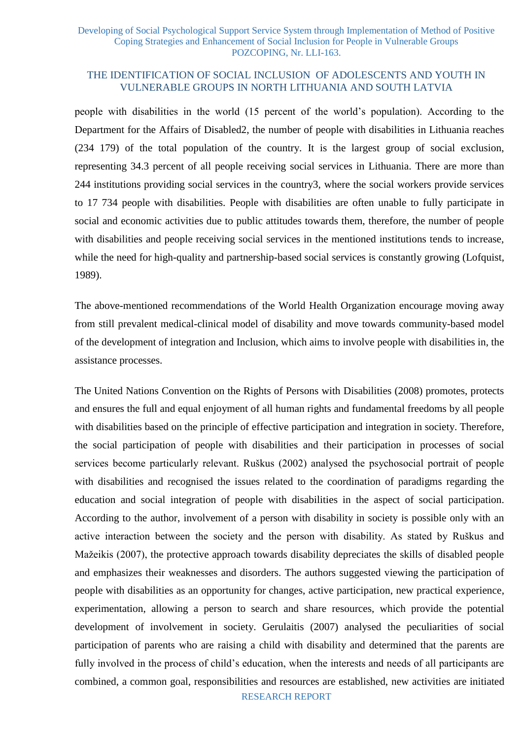people with disabilities in the world (15 percent of the world's population). According to the Department for the Affairs of Disabled[2], the number of people with disabilities in Lithuania reaches (234 179) of the total population of the country. It is the largest group of social exclusion, representing 34.3 percent of all people receiving social services in Lithuania. There are more than 244 institutions providing social services in the country[3], where the social workers provide services to 17 734 people with disabilities. People with disabilities are often unable to fully participate in social and economic activities due to public attitudes towards them, therefore, the number of people with disabilities and people receiving social services in the mentioned institutions tends to increase, while the need for high-quality and partnership-based social services is constantly growing (Lofquist, 1989).

The above-mentioned recommendations of the World Health Organization encourage moving away from still prevalent medical-clinical model of disability and move towards community-based model of the development of integration and Inclusion, which aims to involve people with disabilities in, the assistance processes.

The United Nations Convention on the Rights of Persons with Disabilities (2008) promotes, protects and ensures the full and equal enjoyment of all human rights and fundamental freedoms by all people with disabilities based on the principle of effective participation and integration in society. Therefore, the social participation of people with disabilities and their participation in processes of social services become particularly relevant. Ruškus (2002) analysed the psychosocial portrait of people with disabilities and recognised the issues related to the coordination of paradigms regarding the education and social integration of people with disabilities in the aspect of social participation. According to the author, involvement of a person with disability in society is possible only with an active interaction between the society and the person with disability. As stated by Ruškus and Mažeikis (2007), the protective approach towards disability depreciates the skills of disabled people and emphasizes their weaknesses and disorders. The authors suggested viewing the participation of people with disabilities as an opportunity for changes, active participation, new practical experience, experimentation, allowing a person to search and share resources, which provide the potential development of involvement in society. Gerulaitis (2007) analysed the peculiarities of social participation of parents who are raising a child with disability and determined that the parents are fully involved in the process of child's education, when the interests and needs of all participants are combined, a common goal, responsibilities and resources are established, new activities are initiated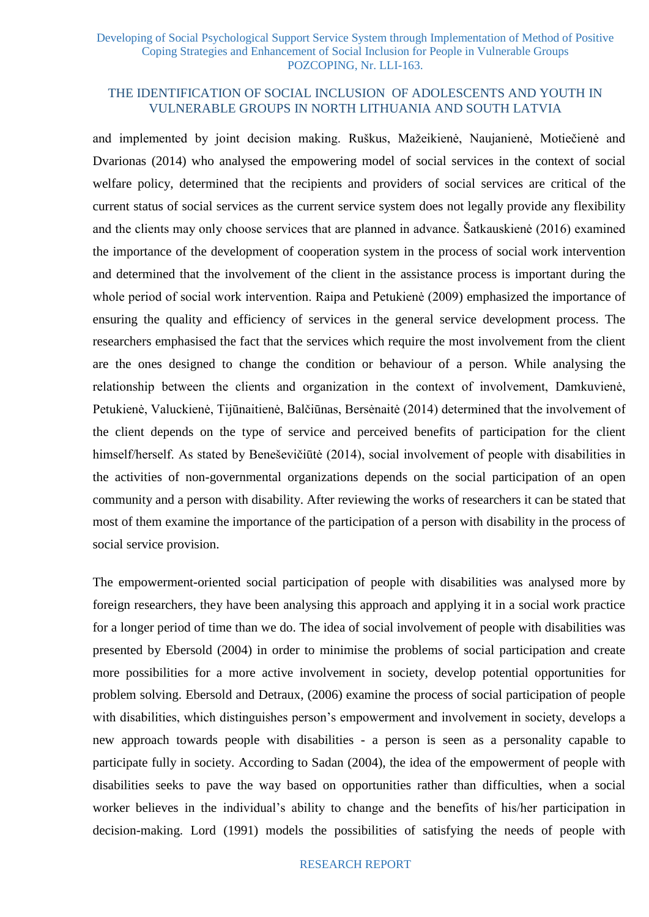and implemented by joint decision making. Ruškus, Mažeikienė, Naujanienė, Motiečienė and Dvarionas (2014) who analysed the empowering model of social services in the context of social welfare policy, determined that the recipients and providers of social services are critical of the current status of social services as the current service system does not legally provide any flexibility and the clients may only choose services that are planned in advance. Šatkauskienė (2016) examined the importance of the development of cooperation system in the process of social work intervention and determined that the involvement of the client in the assistance process is important during the whole period of social work intervention. Raipa and Petukienė (2009) emphasized the importance of ensuring the quality and efficiency of services in the general service development process. The researchers emphasised the fact that the services which require the most involvement from the client are the ones designed to change the condition or behaviour of a person. While analysing the relationship between the clients and organization in the context of involvement, Damkuvienė, Petukienė, Valuckienė, Tijūnaitienė, Balčiūnas, Bersėnaitė (2014) determined that the involvement of the client depends on the type of service and perceived benefits of participation for the client himself/herself. As stated by Beneševičiūtė (2014), social involvement of people with disabilities in the activities of non-governmental organizations depends on the social participation of an open community and a person with disability. After reviewing the works of researchers it can be stated that most of them examine the importance of the participation of a person with disability in the process of social service provision.

The empowerment-oriented social participation of people with disabilities was analysed more by foreign researchers, they have been analysing this approach and applying it in a social work practice for a longer period of time than we do. The idea of social involvement of people with disabilities was presented by Ebersold (2004) in order to minimise the problems of social participation and create more possibilities for a more active involvement in society, develop potential opportunities for problem solving. Ebersold and Detraux, (2006) examine the process of social participation of people with disabilities, which distinguishes person's empowerment and involvement in society, develops a new approach towards people with disabilities - a person is seen as a personality capable to participate fully in society. According to Sadan (2004), the idea of the empowerment of people with disabilities seeks to pave the way based on opportunities rather than difficulties, when a social worker believes in the individual's ability to change and the benefits of his/her participation in decision-making. Lord (1991) models the possibilities of satisfying the needs of people with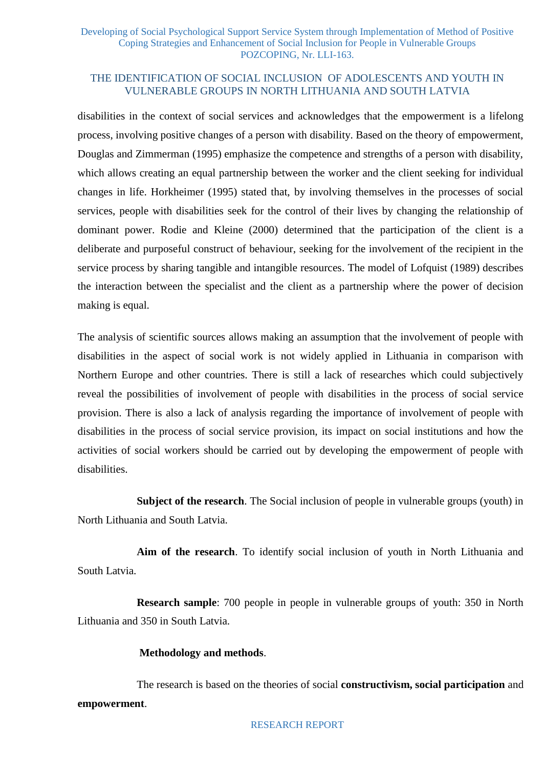disabilities in the context of social services and acknowledges that the empowerment is a lifelong process, involving positive changes of a person with disability. Based on the theory of empowerment, Douglas and Zimmerman (1995) emphasize the competence and strengths of a person with disability, which allows creating an equal partnership between the worker and the client seeking for individual changes in life. Horkheimer (1995) stated that, by involving themselves in the processes of social services, people with disabilities seek for the control of their lives by changing the relationship of dominant power. Rodie and Kleine (2000) determined that the participation of the client is a deliberate and purposeful construct of behaviour, seeking for the involvement of the recipient in the service process by sharing tangible and intangible resources. The model of Lofquist (1989) describes the interaction between the specialist and the client as a partnership where the power of decision making is equal.

The analysis of scientific sources allows making an assumption that the involvement of people with disabilities in the aspect of social work is not widely applied in Lithuania in comparison with Northern Europe and other countries. There is still a lack of researches which could subjectively reveal the possibilities of involvement of people with disabilities in the process of social service provision. There is also a lack of analysis regarding the importance of involvement of people with disabilities in the process of social service provision, its impact on social institutions and how the activities of social workers should be carried out by developing the empowerment of people with disabilities.

**Subject of the research**. The Social inclusion of people in vulnerable groups (youth) in North Lithuania and South Latvia.

**Aim of the research**. To identify social inclusion of youth in North Lithuania and South Latvia.

**Research sample**: 700 people in people in vulnerable groups of youth: 350 in North Lithuania and 350 in South Latvia.

**Methodology and methods**.

The research is based on the theories of social **constructivism, social participation** and **empowerment**.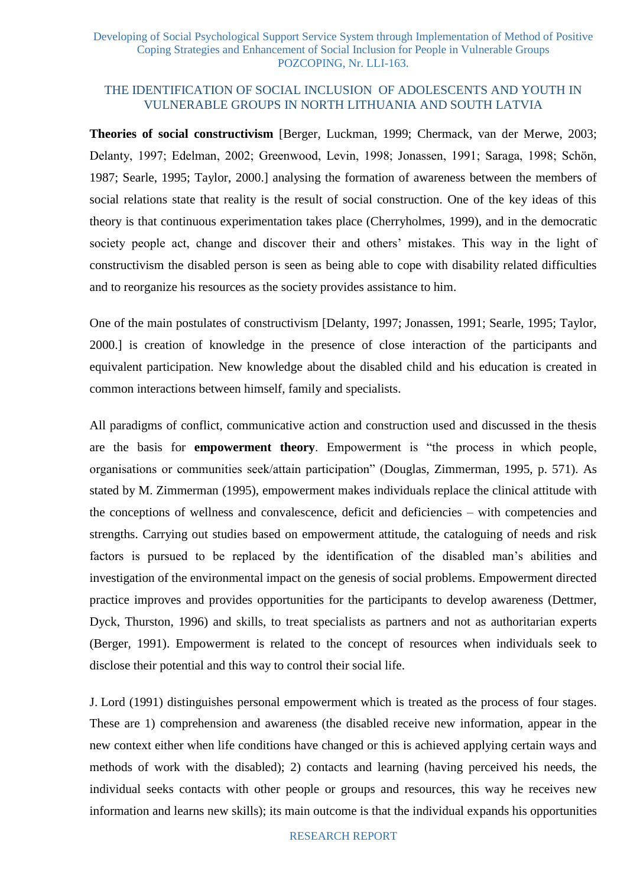**Theories of social constructivism** [Berger, Luckman, 1999; Chermack, van der Merwe, 2003; Delanty, 1997; Edelman, 2002; Greenwood, Levin, 1998; Jonassen, 1991; Saraga, 1998; Schön, 1987; Searle, 1995; Taylor, 2000.] analysing the formation of awareness between the members of social relations state that reality is the result of social construction. One of the key ideas of this theory is that continuous experimentation takes place (Cherryholmes, 1999), and in the democratic society people act, change and discover their and others' mistakes. This way in the light of constructivism the disabled person is seen as being able to cope with disability related difficulties and to reorganize his resources as the society provides assistance to him.

One of the main postulates of constructivism [Delanty, 1997; Jonassen, 1991; Searle, 1995; Taylor, 2000.] is creation of knowledge in the presence of close interaction of the participants and equivalent participation. New knowledge about the disabled child and his education is created in common interactions between himself, family and specialists.

All paradigms of conflict, communicative action and construction used and discussed in the thesis are the basis for **empowerment theory**. Empowerment is "the process in which people, organisations or communities seek/attain participation" (Douglas, Zimmerman, 1995, p. 571). As stated by M. Zimmerman (1995), empowerment makes individuals replace the clinical attitude with the conceptions of wellness and convalescence, deficit and deficiencies – with competencies and strengths. Carrying out studies based on empowerment attitude, the cataloguing of needs and risk factors is pursued to be replaced by the identification of the disabled man's abilities and investigation of the environmental impact on the genesis of social problems. Empowerment directed practice improves and provides opportunities for the participants to develop awareness (Dettmer, Dyck, Thurston, 1996) and skills, to treat specialists as partners and not as authoritarian experts (Berger, 1991). Empowerment is related to the concept of resources when individuals seek to disclose their potential and this way to control their social life.

J. Lord (1991) distinguishes personal empowerment which is treated as the process of four stages. These are 1) comprehension and awareness (the disabled receive new information, appear in the new context either when life conditions have changed or this is achieved applying certain ways and methods of work with the disabled); 2) contacts and learning (having perceived his needs, the individual seeks contacts with other people or groups and resources, this way he receives new information and learns new skills); its main outcome is that the individual expands his opportunities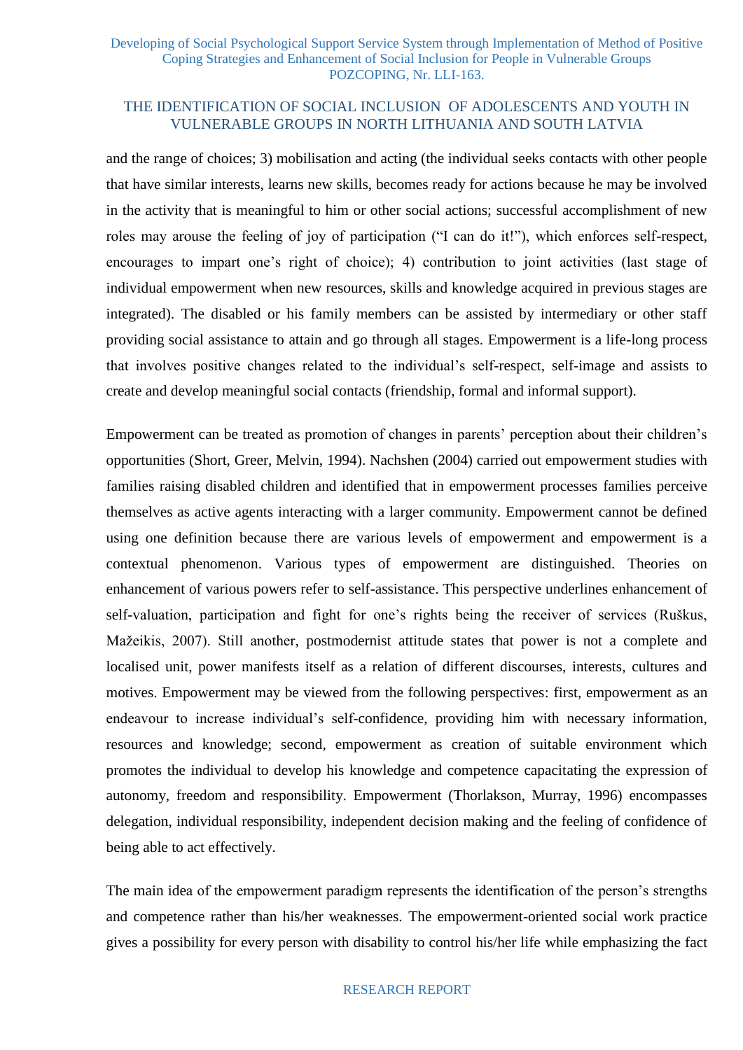and the range of choices; 3) mobilisation and acting (the individual seeks contacts with other people that have similar interests, learns new skills, becomes ready for actions because he may be involved in the activity that is meaningful to him or other social actions; successful accomplishment of new roles may arouse the feeling of joy of participation (“I can do it!”), which enforces self-respect, encourages to impart one’s right of choice); 4) contribution to joint activities (last stage of individual empowerment when new resources, skills and knowledge acquired in previous stages are integrated). The disabled or his family members can be assisted by intermediary or other staff providing social assistance to attain and go through all stages. Empowerment is a life-long process that involves positive changes related to the individual’s self-respect, self-image and assists to create and develop meaningful social contacts (friendship, formal and informal support).

Empowerment can be treated as promotion of changes in parents’ perception about their children’s opportunities (Short, Greer, Melvin, 1994). Nachshen (2004) carried out empowerment studies with families raising disabled children and identified that in empowerment processes families perceive themselves as active agents interacting with a larger community. Empowerment cannot be defined using one definition because there are various levels of empowerment and empowerment is a contextual phenomenon. Various types of empowerment are distinguished. Theories on enhancement of various powers refer to self-assistance. This perspective underlines enhancement of self-valuation, participation and fight for one’s rights being the receiver of services (Ruškus, Mažeikis, 2007). Still another, postmodernist attitude states that power is not a complete and localised unit, power manifests itself as a relation of different discourses, interests, cultures and motives. Empowerment may be viewed from the following perspectives: first, empowerment as an endeavour to increase individual’s self-confidence, providing him with necessary information, resources and knowledge; second, empowerment as creation of suitable environment which promotes the individual to develop his knowledge and competence capacitating the expression of autonomy, freedom and responsibility. Empowerment (Thorlakson, Murray, 1996) encompasses delegation, individual responsibility, independent decision making and the feeling of confidence of being able to act effectively.

The main idea of the empowerment paradigm represents the identification of the person’s strengths and competence rather than his/her weaknesses. The empowerment-oriented social work practice gives a possibility for every person with disability to control his/her life while emphasizing the fact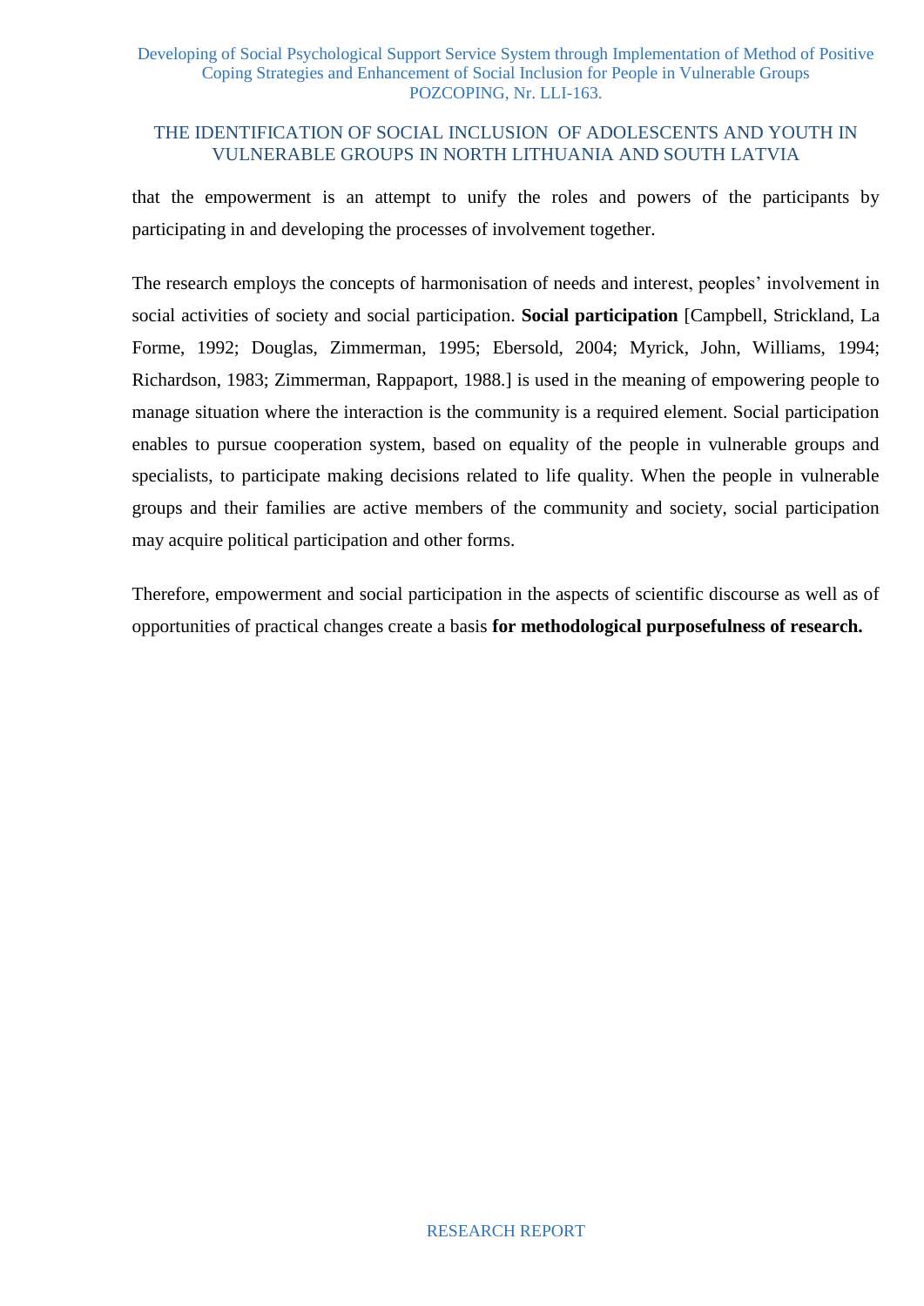that the empowerment is an attempt to unify the roles and powers of the participants by participating in and developing the processes of involvement together.

The research employs the concepts of harmonisation of needs and interest, peoples' involvement in social activities of society and social participation. **Social participation** [Campbell, Strickland, La Forme, 1992; Douglas, Zimmerman, 1995; Ebersold, 2004; Myrick, John, Williams, 1994; Richardson, 1983; Zimmerman, Rappaport, 1988.] is used in the meaning of empowering people to manage situation where the interaction is the community is a required element. Social participation enables to pursue cooperation system, based on equality of the people in vulnerable groups and specialists, to participate making decisions related to life quality. When the people in vulnerable groups and their families are active members of the community and society, social participation may acquire political participation and other forms.

Therefore, empowerment and social participation in the aspects of scientific discourse as well as of opportunities of practical changes create a basis **for methodological purposefulness of research.**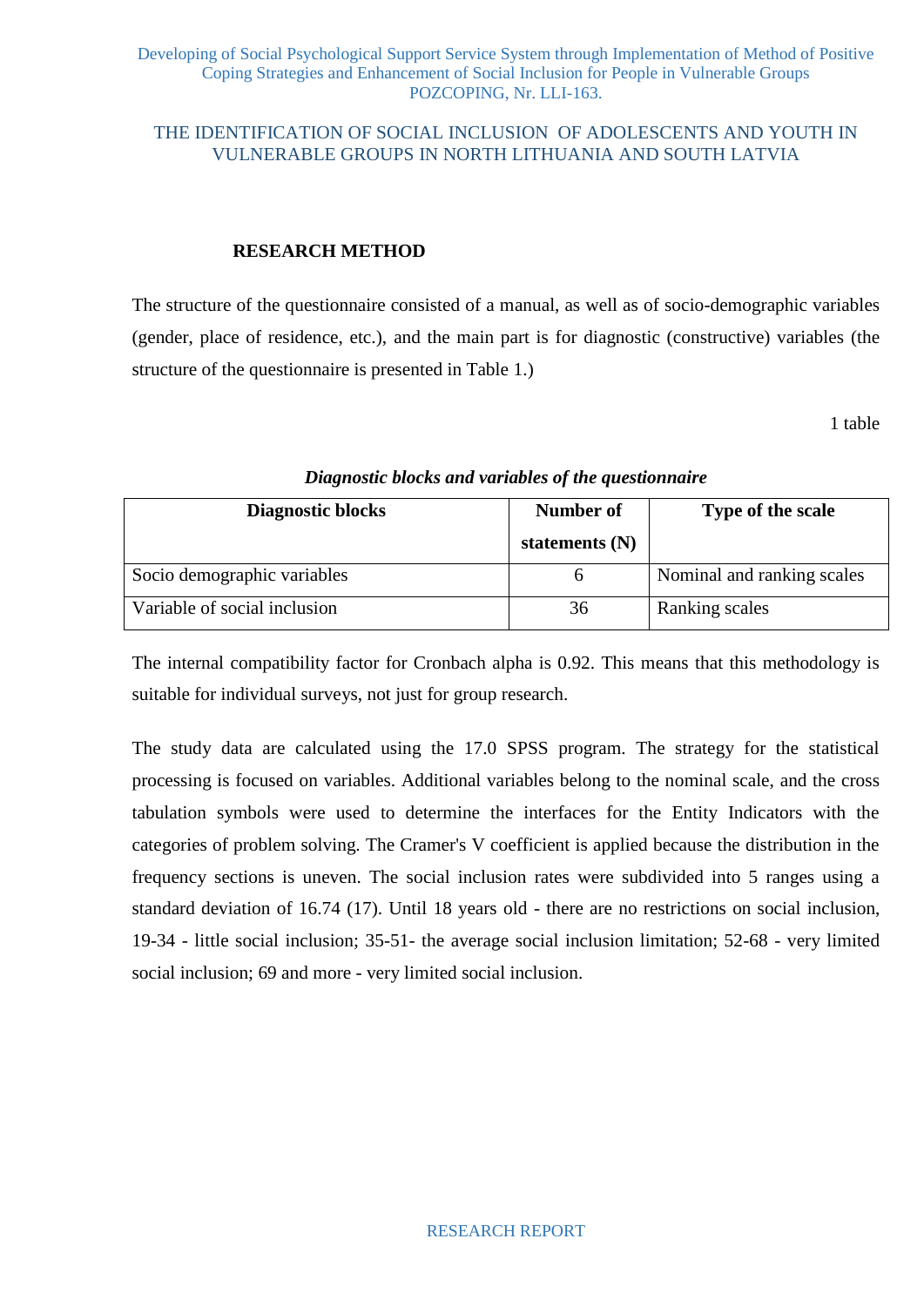THE IDENTIFICATION OF SOCIAL INCLUSION OF ADOLESCENTS AND YOUTH IN VULNERABLE GROUPS IN NORTH LITHUANIA AND SOUTH LATVIA

## RESEARCH METHOD

The structure of the questionnaire consisted of a manual, as well as of socio-demographic variables (gender, place of residence, etc.), and the main part is for diagnostic (constructive) variables (the structure of the questionnaire is presented in Table 1.)

1 table

***Diagnostic blocks and variables of the questionnaire***

| Diagnostic blocks | Number of statements (N) | Type of the scale |
|---|---|---|
| Socio demographic variables | 6 | Nominal and ranking scales |
| Variable of social inclusion | 36 | Ranking scales |

The internal compatibility factor for Cronbach alpha is 0.92. This means that this methodology is suitable for individual surveys, not just for group research.

The study data are calculated using the 17.0 SPSS program. The strategy for the statistical processing is focused on variables. Additional variables belong to the nominal scale, and the cross tabulation symbols were used to determine the interfaces for the Entity Indicators with the categories of problem solving. The Cramer's V coefficient is applied because the distribution in the frequency sections is uneven. The social inclusion rates were subdivided into 5 ranges using a standard deviation of 16.74 (17). Until 18 years old - there are no restrictions on social inclusion, 19-34 - little social inclusion; 35-51- the average social inclusion limitation; 52-68 - very limited social inclusion; 69 and more - very limited social inclusion.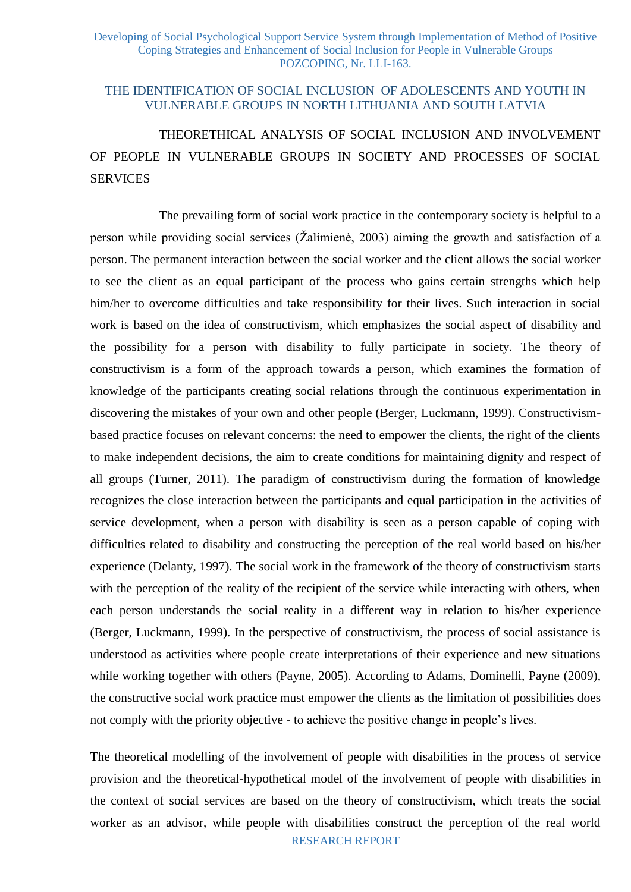## THE IDENTIFICATION OF SOCIAL INCLUSION OF ADOLESCENTS AND YOUTH IN VULNERABLE GROUPS IN NORTH LITHUANIA AND SOUTH LATVIA

### THEORETHICAL ANALYSIS OF SOCIAL INCLUSION AND INVOLVEMENT OF PEOPLE IN VULNERABLE GROUPS IN SOCIETY AND PROCESSES OF SOCIAL SERVICES

The prevailing form of social work practice in the contemporary society is helpful to a person while providing social services (Žalimienė, 2003) aiming the growth and satisfaction of a person. The permanent interaction between the social worker and the client allows the social worker to see the client as an equal participant of the process who gains certain strengths which help him/her to overcome difficulties and take responsibility for their lives. Such interaction in social work is based on the idea of constructivism, which emphasizes the social aspect of disability and the possibility for a person with disability to fully participate in society. The theory of constructivism is a form of the approach towards a person, which examines the formation of knowledge of the participants creating social relations through the continuous experimentation in discovering the mistakes of your own and other people (Berger, Luckmann, 1999). Constructivism-based practice focuses on relevant concerns: the need to empower the clients, the right of the clients to make independent decisions, the aim to create conditions for maintaining dignity and respect of all groups (Turner, 2011). The paradigm of constructivism during the formation of knowledge recognizes the close interaction between the participants and equal participation in the activities of service development, when a person with disability is seen as a person capable of coping with difficulties related to disability and constructing the perception of the real world based on his/her experience (Delanty, 1997). The social work in the framework of the theory of constructivism starts with the perception of the reality of the recipient of the service while interacting with others, when each person understands the social reality in a different way in relation to his/her experience (Berger, Luckmann, 1999). In the perspective of constructivism, the process of social assistance is understood as activities where people create interpretations of their experience and new situations while working together with others (Payne, 2005). According to Adams, Dominelli, Payne (2009), the constructive social work practice must empower the clients as the limitation of possibilities does not comply with the priority objective - to achieve the positive change in people's lives.

The theoretical modelling of the involvement of people with disabilities in the process of service provision and the theoretical-hypothetical model of the involvement of people with disabilities in the context of social services are based on the theory of constructivism, which treats the social worker as an advisor, while people with disabilities construct the perception of the real world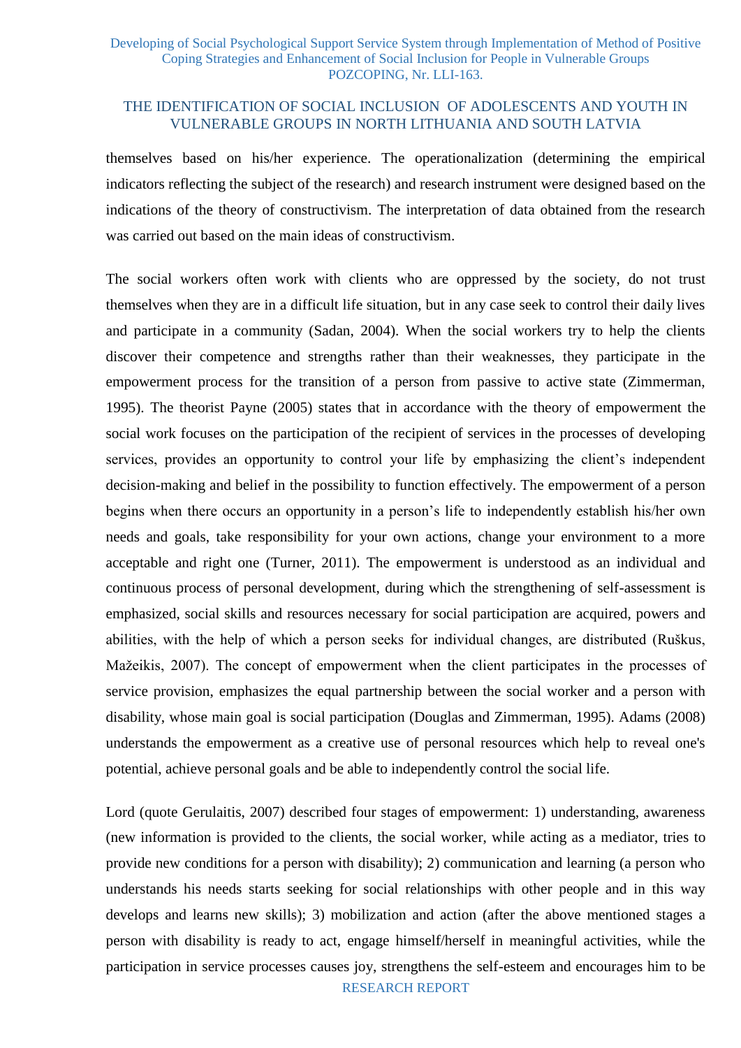themselves based on his/her experience. The operationalization (determining the empirical indicators reflecting the subject of the research) and research instrument were designed based on the indications of the theory of constructivism. The interpretation of data obtained from the research was carried out based on the main ideas of constructivism.

The social workers often work with clients who are oppressed by the society, do not trust themselves when they are in a difficult life situation, but in any case seek to control their daily lives and participate in a community (Sadan, 2004). When the social workers try to help the clients discover their competence and strengths rather than their weaknesses, they participate in the empowerment process for the transition of a person from passive to active state (Zimmerman, 1995). The theorist Payne (2005) states that in accordance with the theory of empowerment the social work focuses on the participation of the recipient of services in the processes of developing services, provides an opportunity to control your life by emphasizing the client's independent decision-making and belief in the possibility to function effectively. The empowerment of a person begins when there occurs an opportunity in a person's life to independently establish his/her own needs and goals, take responsibility for your own actions, change your environment to a more acceptable and right one (Turner, 2011). The empowerment is understood as an individual and continuous process of personal development, during which the strengthening of self-assessment is emphasized, social skills and resources necessary for social participation are acquired, powers and abilities, with the help of which a person seeks for individual changes, are distributed (Ruškus, Mažeikis, 2007). The concept of empowerment when the client participates in the processes of service provision, emphasizes the equal partnership between the social worker and a person with disability, whose main goal is social participation (Douglas and Zimmerman, 1995). Adams (2008) understands the empowerment as a creative use of personal resources which help to reveal one's potential, achieve personal goals and be able to independently control the social life.

Lord (quote Gerulaitis, 2007) described four stages of empowerment: 1) understanding, awareness (new information is provided to the clients, the social worker, while acting as a mediator, tries to provide new conditions for a person with disability); 2) communication and learning (a person who understands his needs starts seeking for social relationships with other people and in this way develops and learns new skills); 3) mobilization and action (after the above mentioned stages a person with disability is ready to act, engage himself/herself in meaningful activities, while the participation in service processes causes joy, strengthens the self-esteem and encourages him to be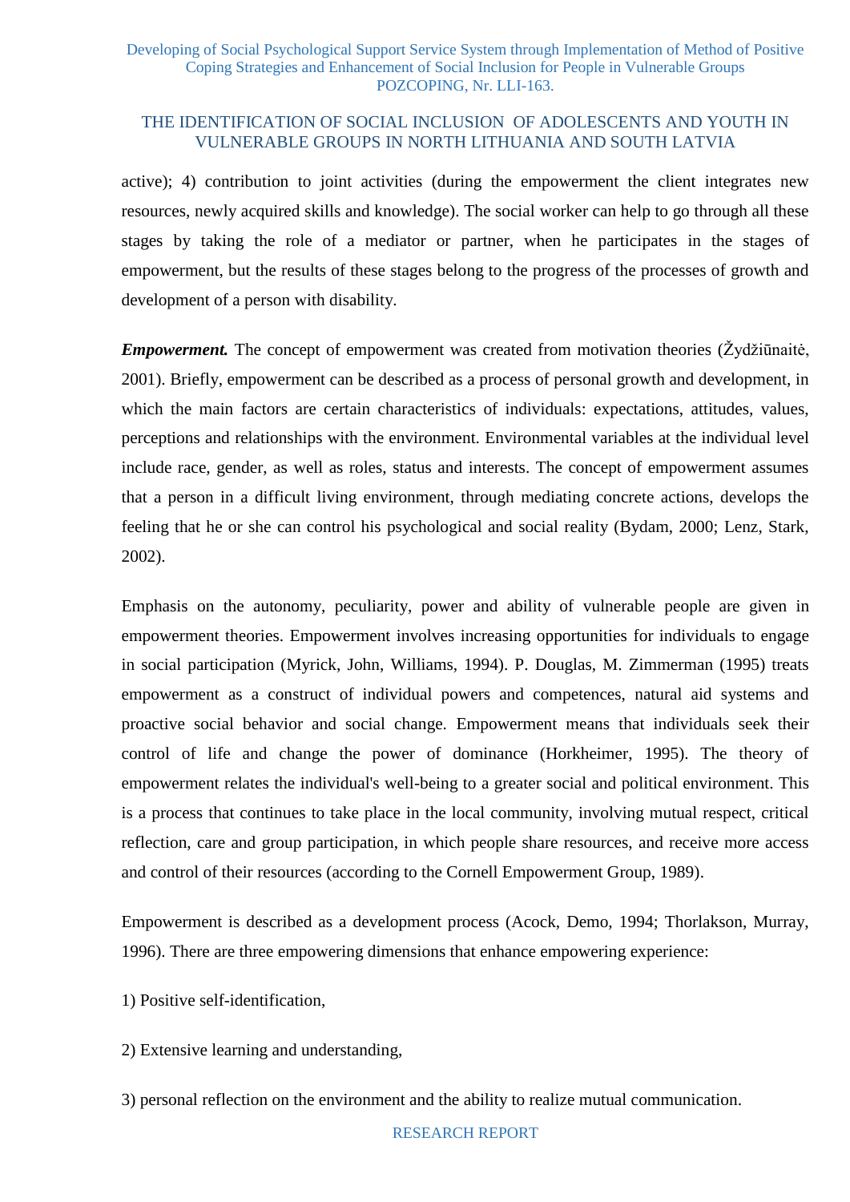active); 4) contribution to joint activities (during the empowerment the client integrates new resources, newly acquired skills and knowledge). The social worker can help to go through all these stages by taking the role of a mediator or partner, when he participates in the stages of empowerment, but the results of these stages belong to the progress of the processes of growth and development of a person with disability.

***Empowerment.*** The concept of empowerment was created from motivation theories (Žydžiūnaitė, 2001). Briefly, empowerment can be described as a process of personal growth and development, in which the main factors are certain characteristics of individuals: expectations, attitudes, values, perceptions and relationships with the environment. Environmental variables at the individual level include race, gender, as well as roles, status and interests. The concept of empowerment assumes that a person in a difficult living environment, through mediating concrete actions, develops the feeling that he or she can control his psychological and social reality (Bydam, 2000; Lenz, Stark, 2002).

Emphasis on the autonomy, peculiarity, power and ability of vulnerable people are given in empowerment theories. Empowerment involves increasing opportunities for individuals to engage in social participation (Myrick, John, Williams, 1994). P. Douglas, M. Zimmerman (1995) treats empowerment as a construct of individual powers and competences, natural aid systems and proactive social behavior and social change. Empowerment means that individuals seek their control of life and change the power of dominance (Horkheimer, 1995). The theory of empowerment relates the individual's well-being to a greater social and political environment. This is a process that continues to take place in the local community, involving mutual respect, critical reflection, care and group participation, in which people share resources, and receive more access and control of their resources (according to the Cornell Empowerment Group, 1989).

Empowerment is described as a development process (Acock, Demo, 1994; Thorlakson, Murray, 1996). There are three empowering dimensions that enhance empowering experience:

1) Positive self-identification,

2) Extensive learning and understanding,

3) personal reflection on the environment and the ability to realize mutual communication.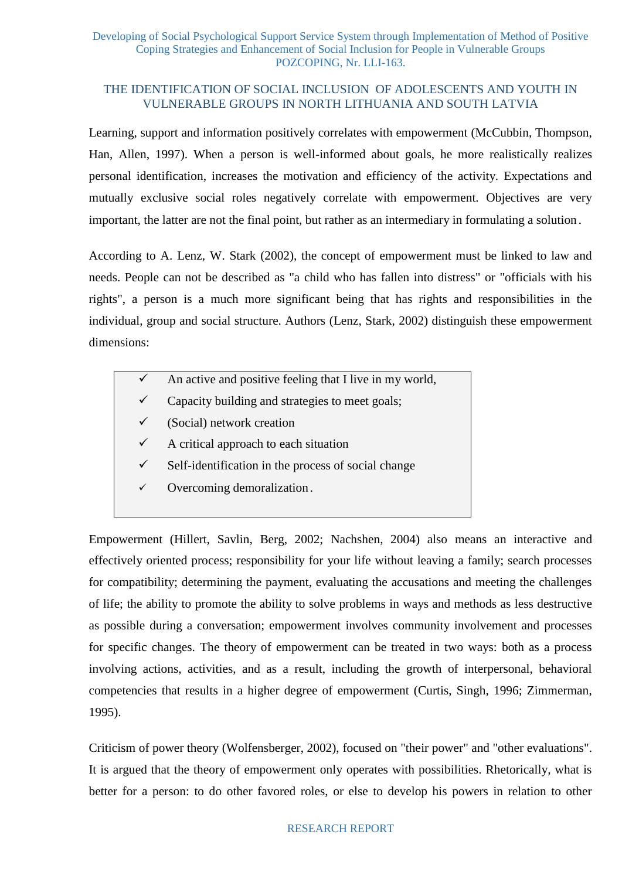Learning, support and information positively correlates with empowerment (McCubbin, Thompson, Han, Allen, 1997). When a person is well-informed about goals, he more realistically realizes personal identification, increases the motivation and efficiency of the activity. Expectations and mutually exclusive social roles negatively correlate with empowerment. Objectives are very important, the latter are not the final point, but rather as an intermediary in formulating a solution.

According to A. Lenz, W. Stark (2002), the concept of empowerment must be linked to law and needs. People can not be described as "a child who has fallen into distress" or "officials with his rights", a person is a much more significant being that has rights and responsibilities in the individual, group and social structure. Authors (Lenz, Stark, 2002) distinguish these empowerment dimensions:

- ✓ An active and positive feeling that I live in my world,
- ✓ Capacity building and strategies to meet goals;
- ✓ (Social) network creation
- ✓ A critical approach to each situation
- ✓ Self-identification in the process of social change
- ✓ Overcoming demoralization.

Empowerment (Hillert, Savlin, Berg, 2002; Nachshen, 2004) also means an interactive and effectively oriented process; responsibility for your life without leaving a family; search processes for compatibility; determining the payment, evaluating the accusations and meeting the challenges of life; the ability to promote the ability to solve problems in ways and methods as less destructive as possible during a conversation; empowerment involves community involvement and processes for specific changes. The theory of empowerment can be treated in two ways: both as a process involving actions, activities, and as a result, including the growth of interpersonal, behavioral competencies that results in a higher degree of empowerment (Curtis, Singh, 1996; Zimmerman, 1995).

Criticism of power theory (Wolfensberger, 2002), focused on "their power" and "other evaluations". It is argued that the theory of empowerment only operates with possibilities. Rhetorically, what is better for a person: to do other favored roles, or else to develop his powers in relation to other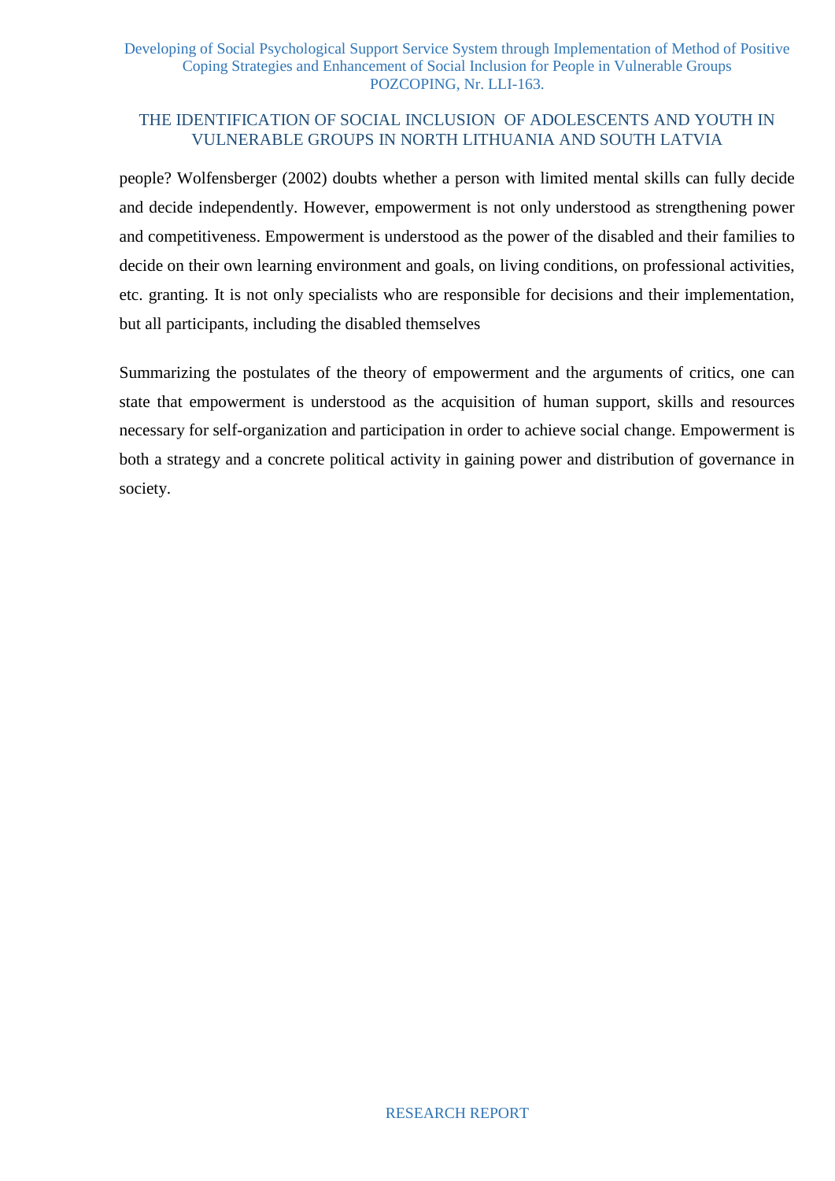people? Wolfensberger (2002) doubts whether a person with limited mental skills can fully decide and decide independently. However, empowerment is not only understood as strengthening power and competitiveness. Empowerment is understood as the power of the disabled and their families to decide on their own learning environment and goals, on living conditions, on professional activities, etc. granting. It is not only specialists who are responsible for decisions and their implementation, but all participants, including the disabled themselves

Summarizing the postulates of the theory of empowerment and the arguments of critics, one can state that empowerment is understood as the acquisition of human support, skills and resources necessary for self-organization and participation in order to achieve social change. Empowerment is both a strategy and a concrete political activity in gaining power and distribution of governance in society.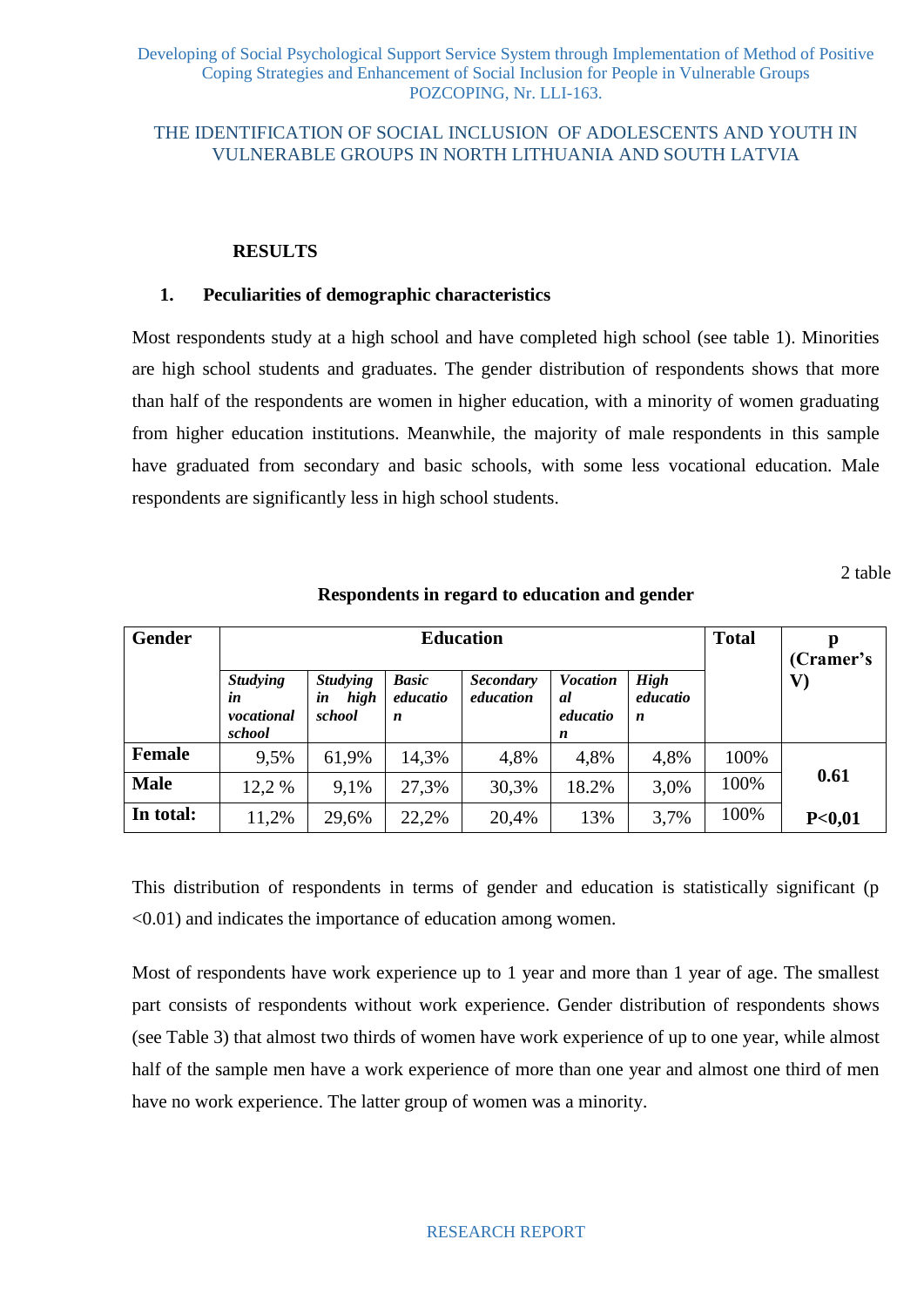**RESULTS**

**1. Peculiarities of demographic characteristics**

Most respondents study at a high school and have completed high school (see table 1). Minorities are high school students and graduates. The gender distribution of respondents shows that more than half of the respondents are women in higher education, with a minority of women graduating from higher education institutions. Meanwhile, the majority of male respondents in this sample have graduated from secondary and basic schools, with some less vocational education. Male respondents are significantly less in high school students.

2 table

**Respondents in regard to education and gender**

| Gender | Education | | | | | | Total | p (Cramer's V) |
|---|---|---|---|---|---|---|---|---|
| | *Studying in vocational school* | *Studying in high school* | *Basic education* | *Secondary education* | *Vocational education* | *High education* | | |
| **Female** | 9,5% | 61,9% | 14,3% | 4,8% | 4,8% | 4,8% | 100% | **0.61** |
| **Male** | 12,2 % | 9,1% | 27,3% | 30,3% | 18.2% | 3,0% | 100% | |
| **In total:** | 11,2% | 29,6% | 22,2% | 20,4% | 13% | 3,7% | 100% | **P<0,01** |

This distribution of respondents in terms of gender and education is statistically significant ($p < 0.01$) and indicates the importance of education among women.

Most of respondents have work experience up to 1 year and more than 1 year of age. The smallest part consists of respondents without work experience. Gender distribution of respondents shows (see Table 3) that almost two thirds of women have work experience of up to one year, while almost half of the sample men have a work experience of more than one year and almost one third of men have no work experience. The latter group of women was a minority.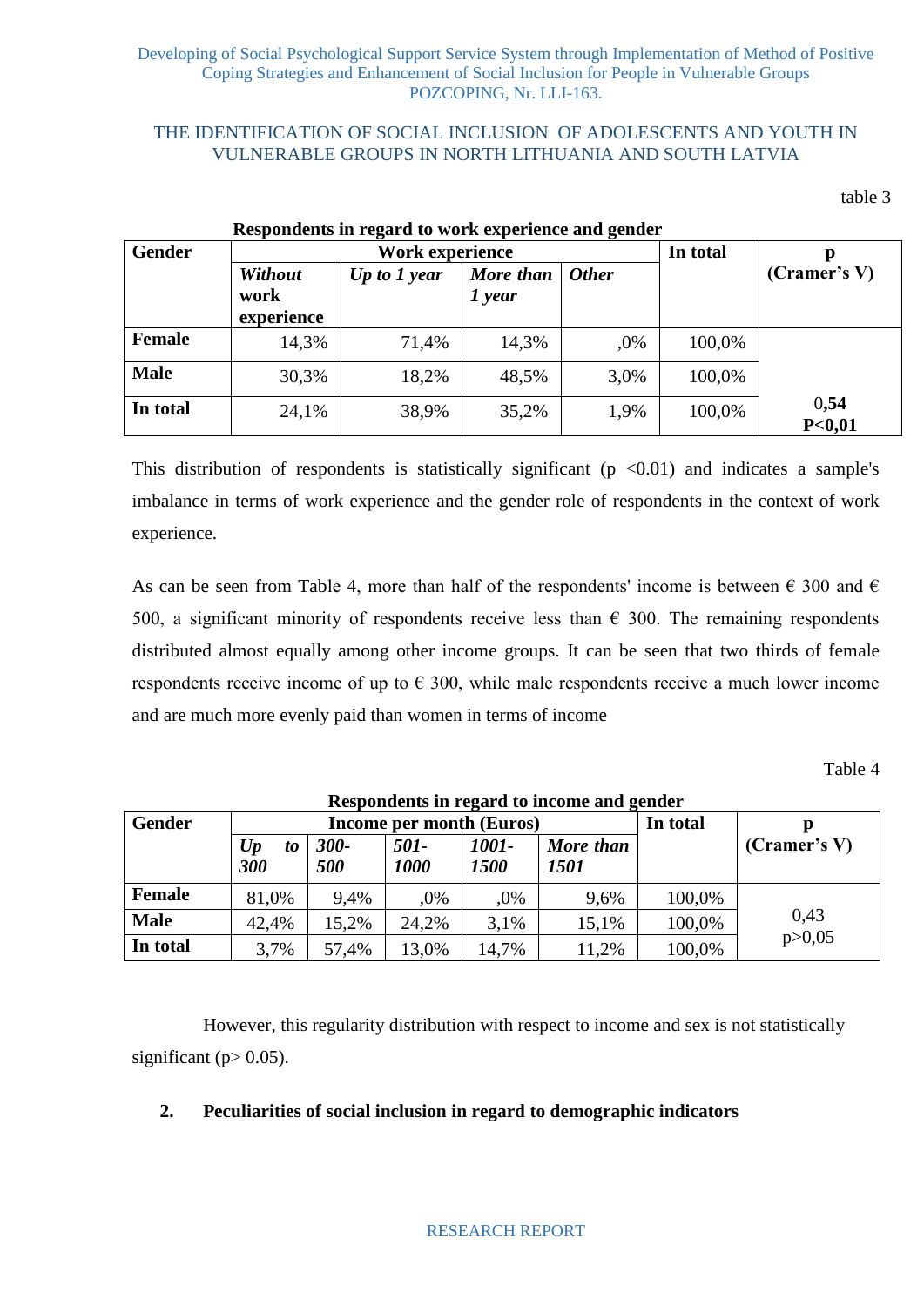table 3

**Respondents in regard to work experience and gender**

| Gender | Work experience | | | | In total | p (Cramer's V) |
|---|---|---|---|---|---|---|
| | *Without* *work experience* | *Up to 1 year* | *More than 1 year* | *Other* | | |
| **Female** | 14,3% | 71,4% | 14,3% | ,0% | 100,0% | |
| **Male** | 30,3% | 18,2% | 48,5% | 3,0% | 100,0% | |
| **In total** | 24,1% | 38,9% | 35,2% | 1,9% | 100,0% | 0,**54** **P<0,01** |

This distribution of respondents is statistically significant ($p < 0.01$) and indicates a sample's imbalance in terms of work experience and the gender role of respondents in the context of work experience.

As can be seen from Table 4, more than half of the respondents' income is between € 300 and € 500, a significant minority of respondents receive less than € 300. The remaining respondents distributed almost equally among other income groups. It can be seen that two thirds of female respondents receive income of up to € 300, while male respondents receive a much lower income and are much more evenly paid than women in terms of income

Table 4

**Respondents in regard to income and gender**

| Gender | Income per month (Euros) | | | | | In total | p (Cramer's V) |
|---|---|---|---|---|---|---|---|
| | *Up to 300* | *300-500* | *501-1000* | *1001-1500* | *More than 1501* | | |
| **Female** | 81,0% | 9,4% | ,0% | ,0% | 9,6% | 100,0% | |
| **Male** | 42,4% | 15,2% | 24,2% | 3,1% | 15,1% | 100,0% | 0,43 p>0,05 |
| **In total** | 3,7% | 57,4% | 13,0% | 14,7% | 11,2% | 100,0% | |

However, this regularity distribution with respect to income and sex is not statistically significant ($p > 0.05$).

## 2. Peculiarities of social inclusion in regard to demographic indicators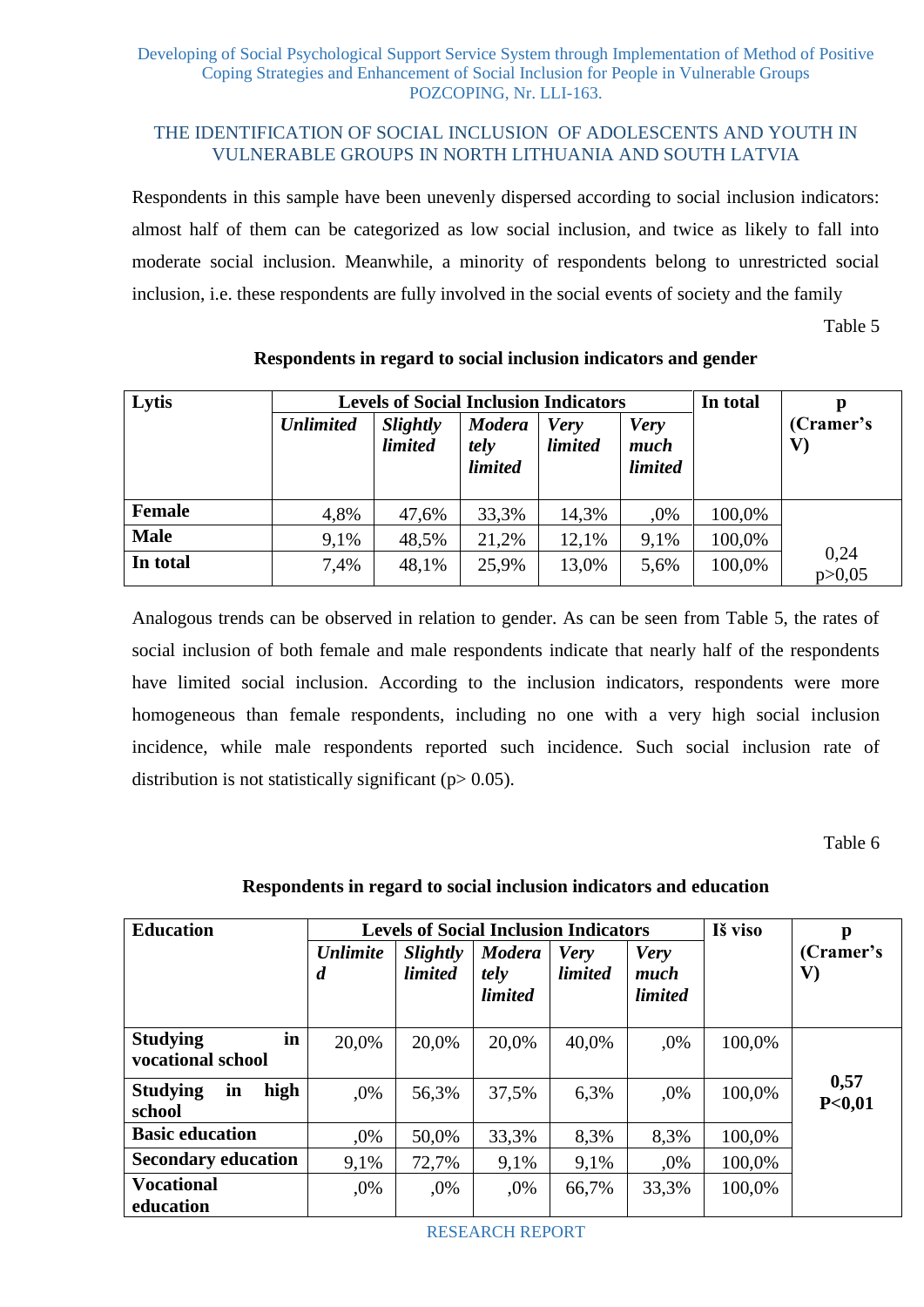THE IDENTIFICATION OF SOCIAL INCLUSION OF ADOLESCENTS AND YOUTH IN VULNERABLE GROUPS IN NORTH LITHUANIA AND SOUTH LATVIA

Respondents in this sample have been unevenly dispersed according to social inclusion indicators: almost half of them can be categorized as low social inclusion, and twice as likely to fall into moderate social inclusion. Meanwhile, a minority of respondents belong to unrestricted social inclusion, i.e. these respondents are fully involved in the social events of society and the family

Table 5

**Respondents in regard to social inclusion indicators and gender**

| **Lytis** | **Levels of Social Inclusion Indicators** | | | | | **In total** | **p (Cramer's V)** |
|---|---|---|---|---|---|---|---|
| | ***Unlimited*** | ***Slightly limited*** | ***Moderately limited*** | ***Very limited*** | ***Very much limited*** | | |
| **Female** | 4,8% | 47,6% | 33,3% | 14,3% | ,0% | 100,0% | |
| **Male** | 9,1% | 48,5% | 21,2% | 12,1% | 9,1% | 100,0% | |
| **In total** | 7,4% | 48,1% | 25,9% | 13,0% | 5,6% | 100,0% | 0,24 p>0,05 |

Analogous trends can be observed in relation to gender. As can be seen from Table 5, the rates of social inclusion of both female and male respondents indicate that nearly half of the respondents have limited social inclusion. According to the inclusion indicators, respondents were more homogeneous than female respondents, including no one with a very high social inclusion incidence, while male respondents reported such incidence. Such social inclusion rate of distribution is not statistically significant (p> 0.05).

Table 6

**Respondents in regard to social inclusion indicators and education**

| **Education** | **Levels of Social Inclusion Indicators** | | | | | **Iš viso** | **p (Cramer's V)** |
|---|---|---|---|---|---|---|---|
| | ***Unlimited*** | ***Slightly limited*** | ***Moderately limited*** | ***Very limited*** | ***Very much limited*** | | |
| **Studying in vocational school** | 20,0% | 20,0% | 20,0% | 40,0% | ,0% | 100,0% | |
| **Studying in high school** | ,0% | 56,3% | 37,5% | 6,3% | ,0% | 100,0% | **0,57 P<0,01** |
| **Basic education** | ,0% | 50,0% | 33,3% | 8,3% | 8,3% | 100,0% | |
| **Secondary education** | 9,1% | 72,7% | 9,1% | 9,1% | ,0% | 100,0% | |
| **Vocational education** | ,0% | ,0% | ,0% | 66,7% | 33,3% | 100,0% | |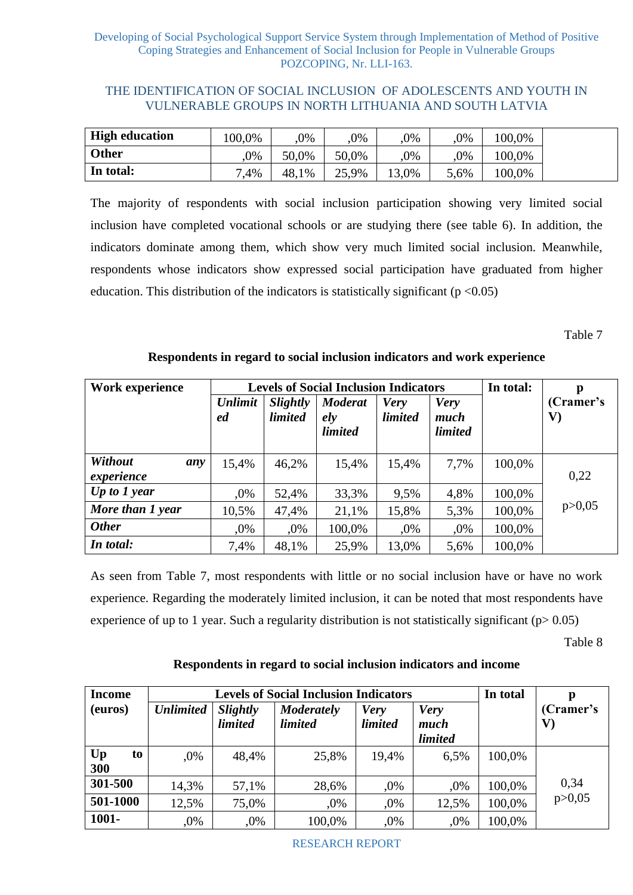| **High education** | 100,0% | ,0% | ,0% | ,0% | ,0% | 100,0% | |
|---|---|---|---|---|---|---|---|
| **Other** | ,0% | 50,0% | 50,0% | ,0% | ,0% | 100,0% | |
| **In total:** | 7,4% | 48,1% | 25,9% | 13,0% | 5,6% | 100,0% | |

The majority of respondents with social inclusion participation showing very limited social inclusion have completed vocational schools or are studying there (see table 6). In addition, the indicators dominate among them, which show very much limited social inclusion. Meanwhile, respondents whose indicators show expressed social participation have graduated from higher education. This distribution of the indicators is statistically significant ($p < 0.05$)

Table 7

**Respondents in regard to social inclusion indicators and work experience**

| **Work experience** | **Levels of Social Inclusion Indicators** | | | | | **In total:** | **p (Cramer's V)** |
|---|---|---|---|---|---|---|---|
| | ***Unlimited*** | ***Slightly limited*** | ***Moderately limited*** | ***Very limited*** | ***Very much limited*** | | |
| ***Without any experience*** | 15,4% | 46,2% | 15,4% | 15,4% | 7,7% | 100,0% | 0,22 |
| ***Up to 1 year*** | ,0% | 52,4% | 33,3% | 9,5% | 4,8% | 100,0% | p>0,05 |
| ***More than 1 year*** | 10,5% | 47,4% | 21,1% | 15,8% | 5,3% | 100,0% | |
| ***Other*** | ,0% | ,0% | 100,0% | ,0% | ,0% | 100,0% | |
| ***In total:*** | 7,4% | 48,1% | 25,9% | 13,0% | 5,6% | 100,0% | |

As seen from Table 7, most respondents with little or no social inclusion have or have no work experience. Regarding the moderately limited inclusion, it can be noted that most respondents have experience of up to 1 year. Such a regularity distribution is not statistically significant ($p > 0.05$)

Table 8

**Respondents in regard to social inclusion indicators and income**

| **Income (euros)** | **Levels of Social Inclusion Indicators** | | | | | **In total** | **p (Cramer's V)** |
|---|---|---|---|---|---|---|---|
| | ***Unlimited*** | ***Slightly limited*** | ***Moderately limited*** | ***Very limited*** | ***Very much limited*** | | |
| **Up to 300** | ,0% | 48,4% | 25,8% | 19,4% | 6,5% | 100,0% | 0,34 |
| **301-500** | 14,3% | 57,1% | 28,6% | ,0% | ,0% | 100,0% | p>0,05 |
| **501-1000** | 12,5% | 75,0% | ,0% | ,0% | 12,5% | 100,0% | |
| **1001-** | ,0% | ,0% | 100,0% | ,0% | ,0% | 100,0% | |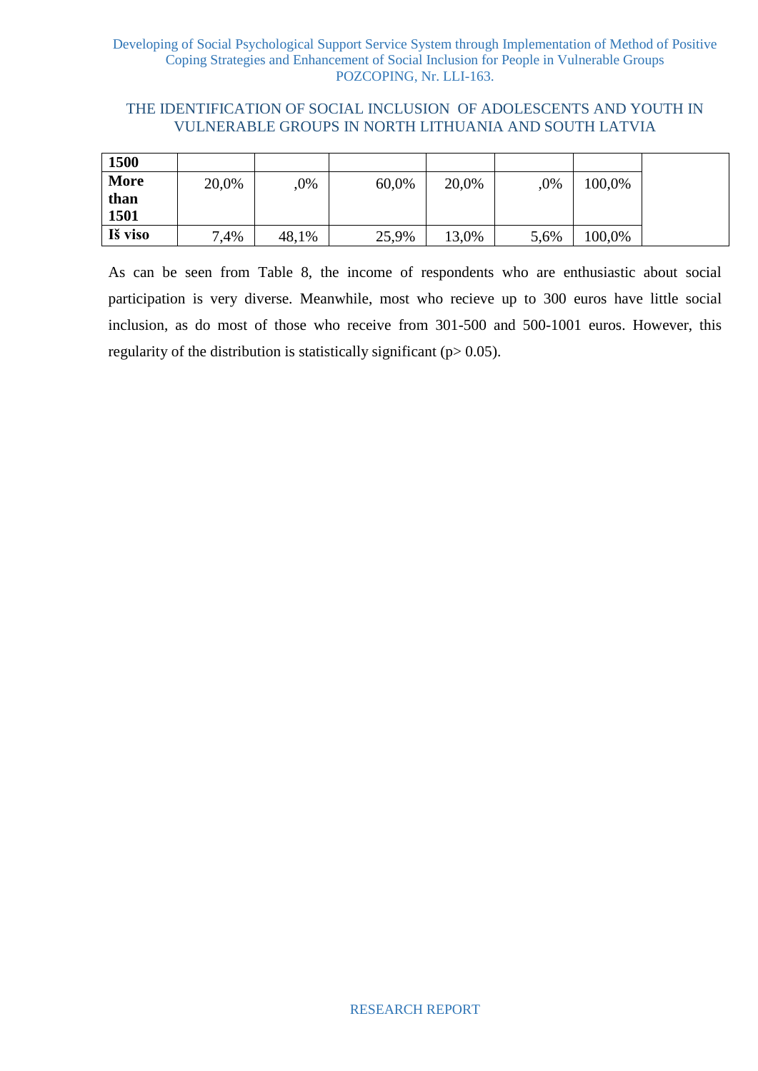| | | | | | | | |
|---|---|---|---|---|---|---|---|
| **1500** | | | | | | | |
| **More than 1501** | 20,0% | ,0% | 60,0% | 20,0% | ,0% | 100,0% | |
| **Iš viso** | 7,4% | 48,1% | 25,9% | 13,0% | 5,6% | 100,0% | |

As can be seen from Table 8, the income of respondents who are enthusiastic about social participation is very diverse. Meanwhile, most who recieve up to 300 euros have little social inclusion, as do most of those who receive from 301-500 and 500-1001 euros. However, this regularity of the distribution is statistically significant ($p > 0.05$).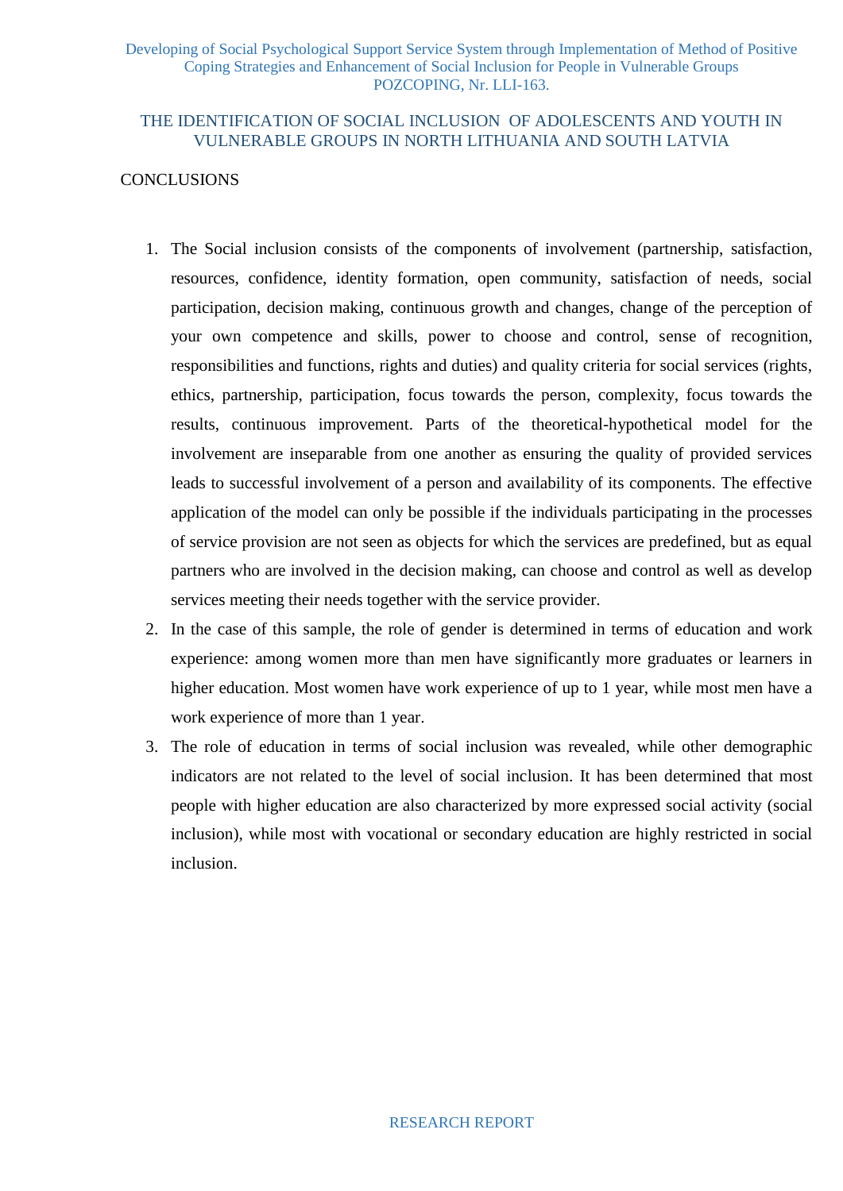# THE IDENTIFICATION OF SOCIAL INCLUSION OF ADOLESCENTS AND YOUTH IN VULNERABLE GROUPS IN NORTH LITHUANIA AND SOUTH LATVIA

## CONCLUSIONS

1. The Social inclusion consists of the components of involvement (partnership, satisfaction, resources, confidence, identity formation, open community, satisfaction of needs, social participation, decision making, continuous growth and changes, change of the perception of your own competence and skills, power to choose and control, sense of recognition, responsibilities and functions, rights and duties) and quality criteria for social services (rights, ethics, partnership, participation, focus towards the person, complexity, focus towards the results, continuous improvement. Parts of the theoretical-hypothetical model for the involvement are inseparable from one another as ensuring the quality of provided services leads to successful involvement of a person and availability of its components. The effective application of the model can only be possible if the individuals participating in the processes of service provision are not seen as objects for which the services are predefined, but as equal partners who are involved in the decision making, can choose and control as well as develop services meeting their needs together with the service provider.
2. In the case of this sample, the role of gender is determined in terms of education and work experience: among women more than men have significantly more graduates or learners in higher education. Most women have work experience of up to 1 year, while most men have a work experience of more than 1 year.
3. The role of education in terms of social inclusion was revealed, while other demographic indicators are not related to the level of social inclusion. It has been determined that most people with higher education are also characterized by more expressed social activity (social inclusion), while most with vocational or secondary education are highly restricted in social inclusion.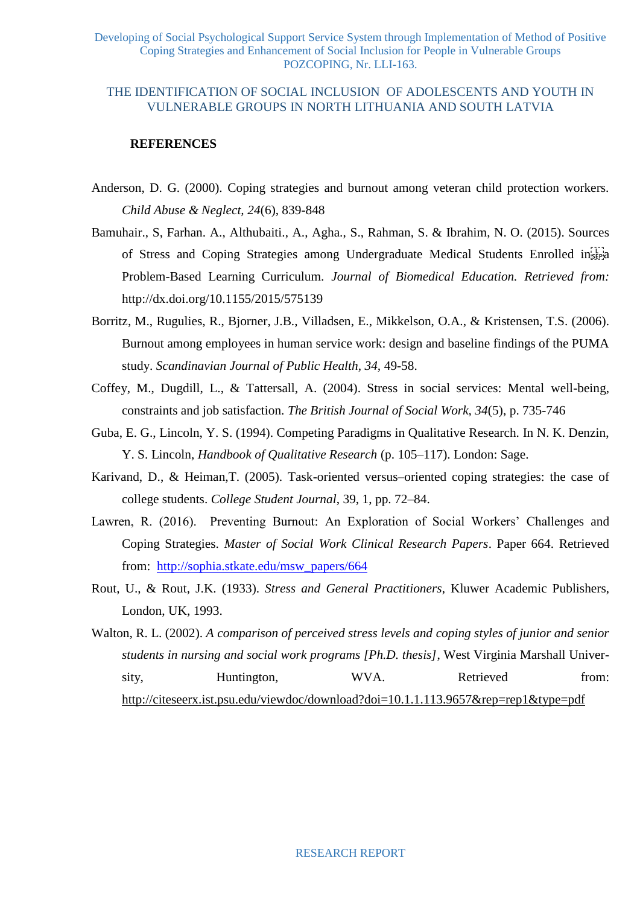## REFERENCES

Anderson, D. G. (2000). Coping strategies and burnout among veteran child protection workers. *Child Abuse & Neglect, 24*(6), 839-848

Bamuhair., S, Farhan. A., Althubaiti., A., Agha., S., Rahman, S. & Ibrahim, N. O. (2015). Sources of Stress and Coping Strategies among Undergraduate Medical Students Enrolled in a Problem-Based Learning Curriculum. *Journal of Biomedical Education. Retrieved from:* http://dx.doi.org/10.1155/2015/575139

Borritz, M., Rugulies, R., Bjorner, J.B., Villadsen, E., Mikkelson, O.A., & Kristensen, T.S. (2006). Burnout among employees in human service work: design and baseline findings of the PUMA study. *Scandinavian Journal of Public Health, 34,* 49-58.

Coffey, M., Dugdill, L., & Tattersall, A. (2004). Stress in social services: Mental well-being, constraints and job satisfaction. *The British Journal of Social Work, 34*(5), p. 735-746

Guba, E. G., Lincoln, Y. S. (1994). Competing Paradigms in Qualitative Research. In N. K. Denzin, Y. S. Lincoln, *Handbook of Qualitative Research* (p. 105–117). London: Sage.

Karivand, D., & Heiman,T. (2005). Task-oriented versus–oriented coping strategies: the case of college students. *College Student Journal*, 39, 1, pp. 72–84.

Lawren, R. (2016). Preventing Burnout: An Exploration of Social Workers' Challenges and Coping Strategies. *Master of Social Work Clinical Research Papers*. Paper 664. Retrieved from: http://sophia.stkate.edu/msw_papers/664

Rout, U., & Rout, J.K. (1933). *Stress and General Practitioners*, Kluwer Academic Publishers, London, UK, 1993.

Walton, R. L. (2002). *A comparison of perceived stress levels and coping styles of junior and senior students in nursing and social work programs [Ph.D. thesis]*, West Virginia Marshall University, Huntington, WVA. Retrieved from: http://citeseerx.ist.psu.edu/viewdoc/download?doi=10.1.1.113.9657&rep=rep1&type=pdf